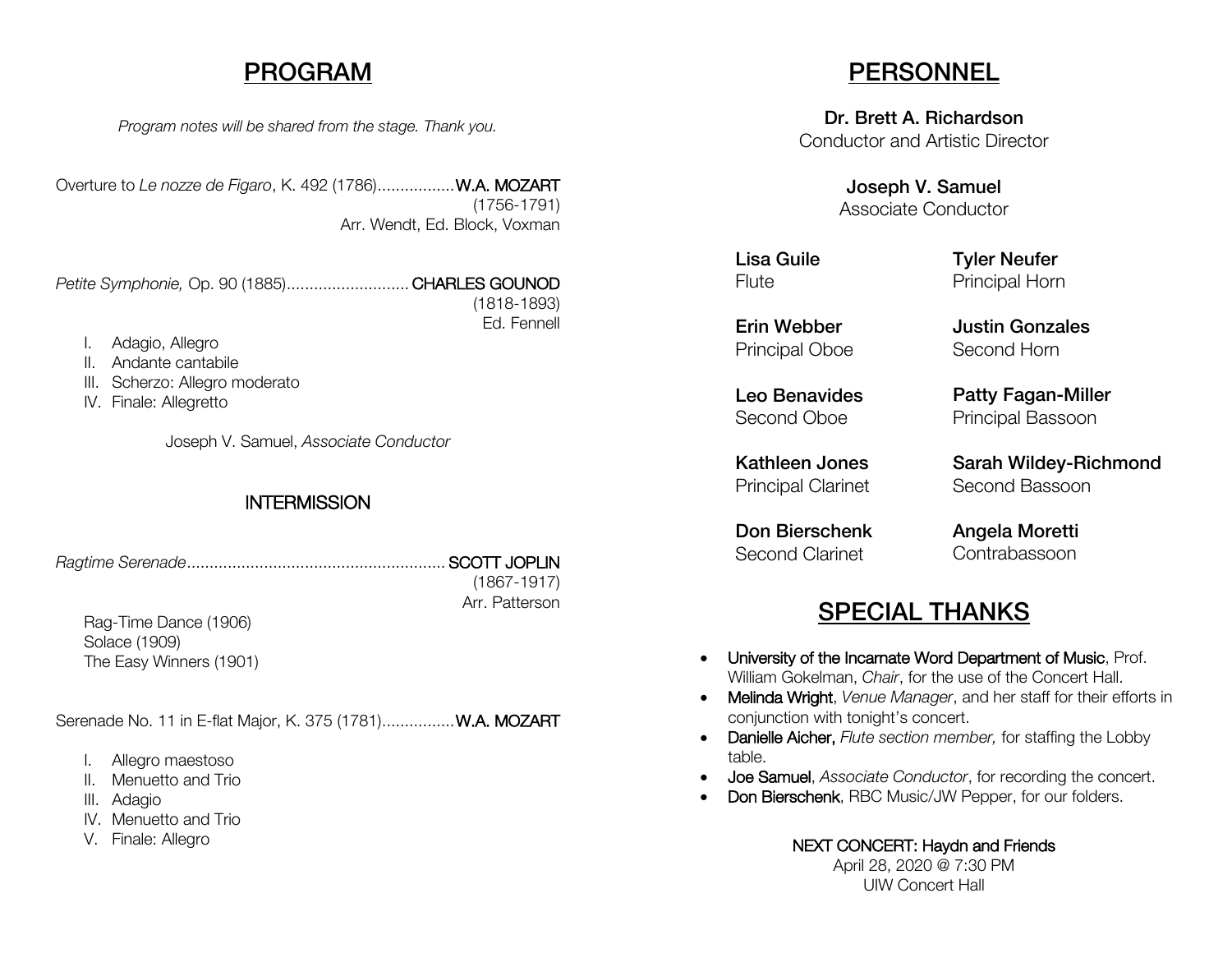# PROGRAM

*Program notes will be shared from the stage. Thank you.*

Overture to *Le nozze de Figaro*, K. 492 (1786)................. **W.A. MOZART**
(1756-1791)
Arr. Wendt, Ed. Block, Voxman

*Petite Symphonie,* Op. 90 (1885)........................... **CHARLES GOUNOD**
(1818-1893)
Ed. Fennell

I. Adagio, Allegro
II. Andante cantabile
III. Scherzo: Allegro moderato
IV. Finale: Allegretto

Joseph V. Samuel, *Associate Conductor*

## INTERMISSION

*Ragtime Serenade*......................................................... **SCOTT JOPLIN**
(1867-1917)
Arr. Patterson

Rag-Time Dance (1906)
Solace (1909)
The Easy Winners (1901)

Serenade No. 11 in E-flat Major, K. 375 (1781)................ **W.A. MOZART**

I. Allegro maestoso
II. Menuetto and Trio
III. Adagio
IV. Menuetto and Trio
V. Finale: Allegro

# PERSONNEL

**Dr. Brett A. Richardson**
Conductor and Artistic Director

**Joseph V. Samuel**
Associate Conductor

**Lisa Guile**
Flute

**Erin Webber**
Principal Oboe

**Leo Benavides**
Second Oboe

**Kathleen Jones**
Principal Clarinet

**Don Bierschenk**
Second Clarinet

**Tyler Neufer**
Principal Horn

**Justin Gonzales**
Second Horn

**Patty Fagan-Miller**
Principal Bassoon

**Sarah Wildey-Richmond**
Second Bassoon

**Angela Moretti**
Contrabassoon

# SPECIAL THANKS

- University of the Incarnate Word Department of Music, Prof. William Gokelman, *Chair*, for the use of the Concert Hall.
- Melinda Wright, *Venue Manager*, and her staff for their efforts in conjunction with tonight's concert.
- Danielle Aicher, *Flute section member,* for staffing the Lobby table.
- Joe Samuel, *Associate Conductor*, for recording the concert.
- Don Bierschenk, RBC Music/JW Pepper, for our folders.

NEXT CONCERT: Haydn and Friends
April 28, 2020 @ 7:30 PM
UIW Concert Hall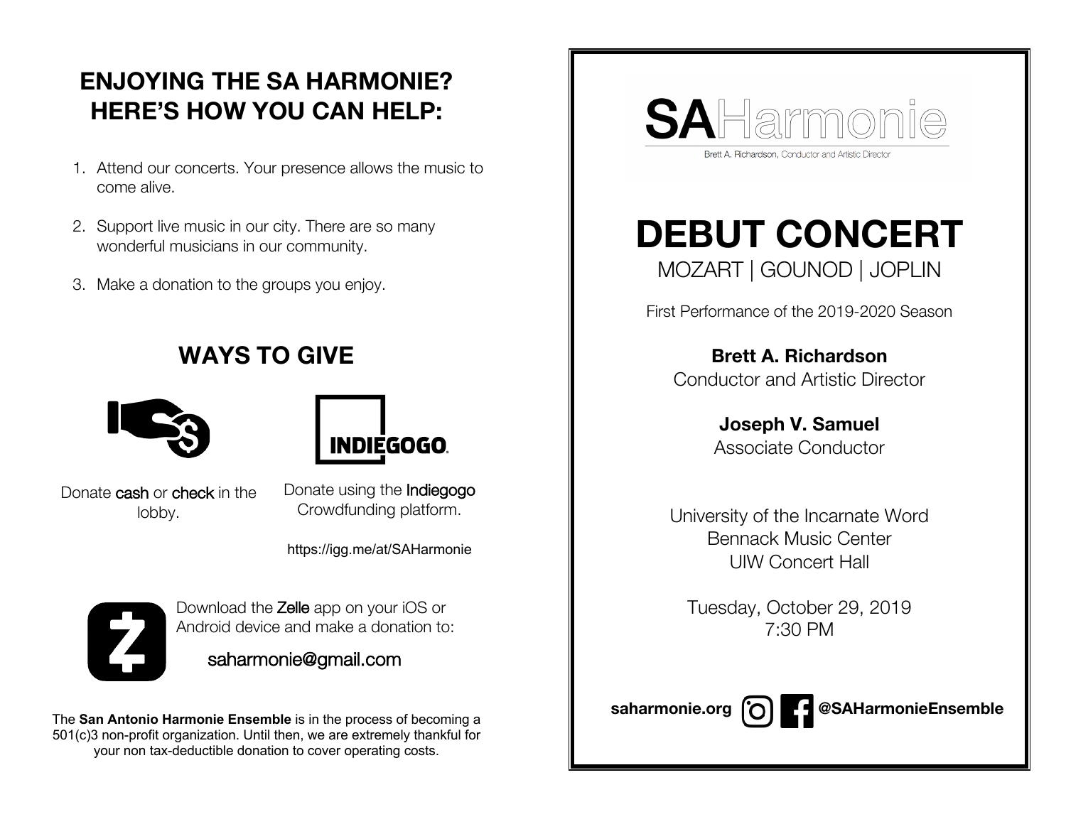## ENJOYING THE SA HARMONIE? HERE'S HOW YOU CAN HELP:

1. Attend our concerts. Your presence allows the music to come alive.
2. Support live music in our city. There are so many wonderful musicians in our community.
3. Make a donation to the groups you enjoy.

## WAYS TO GIVE

Donate cash or check in the lobby.

Donate using the Indiegogo Crowdfunding platform.

https://igg.me/at/SAHarmonie

Download the Zelle app on your iOS or Android device and make a donation to:

saharmonie@gmail.com

The **San Antonio Harmonie Ensemble** is in the process of becoming a 501(c)3 non-profit organization. Until then, we are extremely thankful for your non tax-deductible donation to cover operating costs.

**SA**Harmonie

Brett A. Richardson, Conductor and Artistic Director

# DEBUT CONCERT

MOZART | GOUNOD | JOPLIN

First Performance of the 2019-2020 Season

**Brett A. Richardson**
Conductor and Artistic Director

**Joseph V. Samuel**
Associate Conductor

University of the Incarnate Word
Bennack Music Center
UIW Concert Hall

Tuesday, October 29, 2019
7:30 PM

**saharmonie.org** **@SAHarmonieEnsemble**